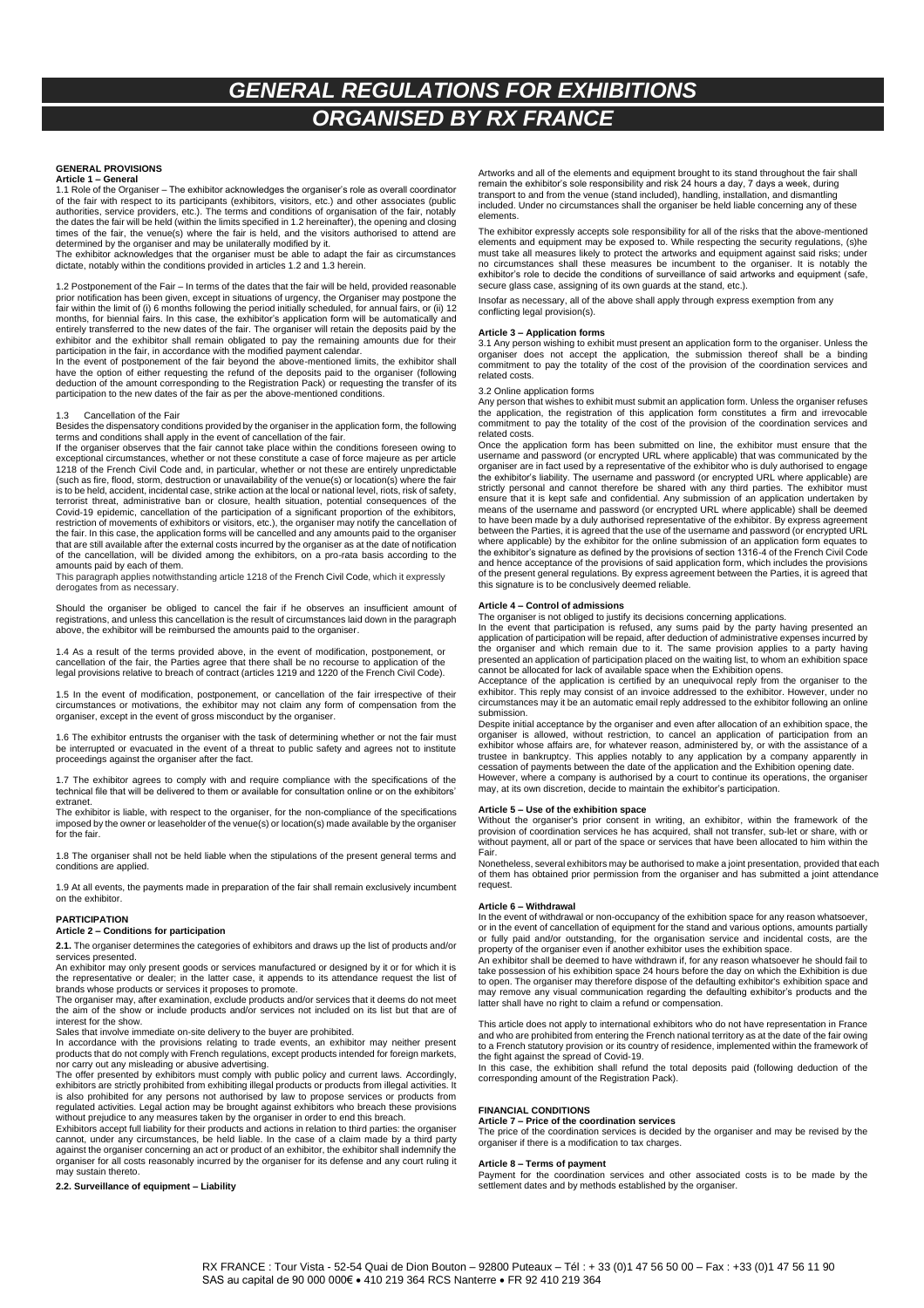# GENERAL REGULATIONS FOR EXHIBITIONS ORGANISED BY RX FRANCE

## GENERAL PROVISIONS

### Article 1 – General

1.1 Role of the Organiser – The exhibitor acknowledges the organiser's role as overall coordinator of the fair with respect to its participants (exhibitors, visitors, etc.) and other associates (public authorities, service providers, etc.). The terms and conditions of organisation of the fair, notably the dates the fair will be held (within the limits specified in 1.2 hereinafter), the opening and closing times of the fair, the venue(s) where the fair is held, and the visitors authorised to attend are determined by the organiser and may be unilaterally modified by it.

The exhibitor acknowledges that the organiser must be able to adapt the fair as circumstances dictate, notably within the conditions provided in articles 1.2 and 1.3 herein.

1.2 Postponement of the Fair – In terms of the dates that the fair will be held, provided reasonable prior notification has been given, except in situations of urgency, the Organiser may postpone the fair within the limit of (i) 6 months following the period initially scheduled, for annual fairs, or (ii) 12 months, for biennial fairs. In this case, the exhibitor's application form will be automatically and entirely transferred to the new dates of the fair. The organiser will retain the deposits paid by the exhibitor and the exhibitor shall remain obligated to pay the remaining amounts due for their participation in the fair, in accordance with the modified payment calendar.

In the event of postponement of the fair beyond the above-mentioned limits, the exhibitor shall have the option of either requesting the refund of the deposits paid to the organiser (following deduction of the amount corresponding to the Registration Pack) or requesting the transfer of its participation to the new dates of the fair as per the above-mentioned conditions.

1.3 Cancellation of the Fair

Besides the dispensatory conditions provided by the organiser in the application form, the following terms and conditions shall apply in the event of cancellation of the fair.

If the organiser observes that the fair cannot take place within the conditions foreseen owing to exceptional circumstances, whether or not these constitute a case of force majeure as per article 1218 of the French Civil Code and, in particular, whether or not these are entirely unpredictable (such as fire, flood, storm, destruction or unavailability of the venue(s) or location(s) where the fair is to be held, accident, incidental case, strike action at the local or national level, riots, risk of safety, terrorist threat, administrative ban or closure, health situation, potential consequences of the Covid-19 epidemic, cancellation of the participation of a significant proportion of the exhibitors, restriction of movements of exhibitors or visitors, etc.), the organiser may notify the cancellation of the fair. In this case, the application forms will be cancelled and any amounts paid to the organiser that are still available after the external costs incurred by the organiser as at the date of notification of the cancellation, will be divided among the exhibitors, on a pro-rata basis according to the amounts paid by each of them.

This paragraph applies notwithstanding article 1218 of the French Civil Code, which it expressly derogates from as necessary.

Should the organiser be obliged to cancel the fair if he observes an insufficient amount of registrations, and unless this cancellation is the result of circumstances laid down in the paragraph above, the exhibitor will be reimbursed the amounts paid to the organiser.

1.4 As a result of the terms provided above, in the event of modification, postponement, or cancellation of the fair, the Parties agree that there shall be no recourse to application of the legal provisions relative to breach of contract (articles 1219 and 1220 of the French Civil Code).

1.5 In the event of modification, postponement, or cancellation of the fair irrespective of their circumstances or motivations, the exhibitor may not claim any form of compensation from the organiser, except in the event of gross misconduct by the organiser.

1.6 The exhibitor entrusts the organiser with the task of determining whether or not the fair must be interrupted or evacuated in the event of a threat to public safety and agrees not to institute proceedings against the organiser after the fact.

1.7 The exhibitor agrees to comply with and require compliance with the specifications of the technical file that will be delivered to them or available for consultation online or on the exhibitors' extranet.

The exhibitor is liable, with respect to the organiser, for the non-compliance of the specifications imposed by the owner or leaseholder of the venue(s) or location(s) made available by the organiser for the fair.

1.8 The organiser shall not be held liable when the stipulations of the present general terms and conditions are applied.

1.9 At all events, the payments made in preparation of the fair shall remain exclusively incumbent on the exhibitor.

## PARTICIPATION

### Article 2 – Conditions for participation

**2.1.** The organiser determines the categories of exhibitors and draws up the list of products and/or services presented.

An exhibitor may only present goods or services manufactured or designed by it or for which it is the representative or dealer; in the latter case, it appends to its attendance request the list of brands whose products or services it proposes to promote.

The organiser may, after examination, exclude products and/or services that it deems do not meet the aim of the show or include products and/or services not included on its list but that are of interest for the show.

Sales that involve immediate on-site delivery to the buyer are prohibited.

In accordance with the provisions relating to trade events, an exhibitor may neither present products that do not comply with French regulations, except products intended for foreign markets, nor carry out any misleading or abusive advertising.

The offer presented by exhibitors must comply with public policy and current laws. Accordingly, exhibitors are strictly prohibited from exhibiting illegal products or products from illegal activities. It is also prohibited for any persons not authorised by law to propose services or products from regulated activities. Legal action may be brought against exhibitors who breach these provisions without prejudice to any measures taken by the organiser in order to end this breach.

Exhibitors accept full liability for their products and actions in relation to third parties: the organiser cannot, under any circumstances, be held liable. In the case of a claim made by a third party against the organiser concerning an act or product of an exhibitor, the exhibitor shall indemnify the organiser for all costs reasonably incurred by the organiser for its defense and any court ruling it may sustain thereto.

**2.2. Surveillance of equipment – Liability**

Artworks and all of the elements and equipment brought to its stand throughout the fair shall remain the exhibitor's sole responsibility and risk 24 hours a day, 7 days a week, during transport to and from the venue (stand included), handling, installation, and dismantling included. Under no circumstances shall the organiser be held liable concerning any of these elements.

The exhibitor expressly accepts sole responsibility for all of the risks that the above-mentioned elements and equipment may be exposed to. While respecting the security regulations, (s)he must take all measures likely to protect the artworks and equipment against said risks; under no circumstances shall these measures be incumbent to the organiser. It is notably the exhibitor's role to decide the conditions of surveillance of said artworks and equipment (safe, secure glass case, assigning of its own guards at the stand, etc.).

Insofar as necessary, all of the above shall apply through express exemption from any conflicting legal provision(s).

### Article 3 – Application forms

3.1 Any person wishing to exhibit must present an application form to the organiser. Unless the organiser does not accept the application, the submission thereof shall be a binding commitment to pay the totality of the cost of the provision of the coordination services and related costs.

3.2 Online application forms

Any person that wishes to exhibit must submit an application form. Unless the organiser refuses the application, the registration of this application form constitutes a firm and irrevocable commitment to pay the totality of the cost of the provision of the coordination services and related costs.

Once the application form has been submitted on line, the exhibitor must ensure that the username and password (or encrypted URL where applicable) that was communicated by the organiser are in fact used by a representative of the exhibitor who is duly authorised to engage the exhibitor's liability. The username and password (or encrypted URL where applicable) are strictly personal and confidential and cannot therefore be shared with any third parties. The exhibitor must ensure that it is kept safe and confidential. Any submission of an application undertaken by means of the username and password (or encrypted URL where applicable) shall be deemed to have been made by a duly authorised representative of the exhibitor. By express agreement between the Parties, it is agreed that the use of the username and password (or encrypted URL where applicable) by the exhibitor for the online submission of an application form equates to the exhibitor's signature as defined by the provisions of section 1316-4 of the French Civil Code and hence acceptance of the provisions of said application form, which includes the provisions of the present general regulations. By express agreement between the Parties, it is agreed that this signature is to be conclusively deemed reliable.

### Article 4 – Control of admissions

The organiser is not obliged to justify its decisions concerning applications.

In the event that participation is refused, any sums paid by the party having presented an application of participation will be repaid, after deduction of administrative expenses incurred by the organiser and which remain due to it. The same provision applies to a party having presented an application of participation placed on the waiting list, to whom an exhibition space cannot be allocated for lack of available space when the Exhibition opens.

Acceptance of the application is certified by an unequivocal reply from the organiser to the exhibitor. This reply may consist of an invoice addressed to the exhibitor. However, under no circumstances may it be an automatic email reply addressed to the exhibitor following an online submission.

Despite initial acceptance by the organiser and even after allocation of an exhibition space, the organiser is allowed, without restriction, to cancel an application of participation from an exhibitor whose affairs are, for whatever reason, administered by, or with the assistance of a trustee in bankruptcy. This applies notably to any application by a company apparently in cessation of payments between the date of the application and the Exhibition opening date.

However, where a company is authorised by a court to continue its operations, the organiser may, at its own discretion, decide to maintain the exhibitor's participation.

### Article 5 – Use of the exhibition space

Without the organiser's prior consent in writing, an exhibitor, within the framework of the provision of coordination services he has acquired, shall not transfer, sub-let or share, with or without payment, all or part of the space or services that have been allocated to him within the Fair.

Nonetheless, several exhibitors may be authorised to make a joint presentation, provided that each of them has obtained prior permission from the organiser and has submitted a joint attendance request.

### Article 6 – Withdrawal

In the event of withdrawal or non-occupancy of the exhibition space for any reason whatsoever, or in the event of cancellation of equipment for the stand and various options, amounts partially or fully paid and/or outstanding, for the organisation service and incidental costs, are the property of the organiser even if another exhibitor uses the exhibition space.

An exhibitor shall be deemed to have withdrawn if, for any reason whatsoever he should fail to take possession of his exhibition space 24 hours before the day on which the Exhibition is due to open. The organiser may therefore dispose of the defaulting exhibitor's exhibition space and may remove any visual communication regarding the defaulting exhibitor's products and the latter shall have no right to claim a refund or compensation.

This article does not apply to international exhibitors who do not have representation in France and who are prohibited from entering the French national territory as at the date of the fair owing to a French statutory provision or its country of residence, implemented within the framework of the fight against the spread of Covid-19.

In this case, the exhibition shall refund the total deposits paid (following deduction of the corresponding amount of the Registration Pack).

## FINANCIAL CONDITIONS

### Article 7 – Price of the coordination services

The price of the coordination services is decided by the organiser and may be revised by the organiser if there is a modification to tax charges.

### Article 8 – Terms of payment

Payment for the coordination services and other associated costs is to be made by the settlement dates and by methods established by the organiser.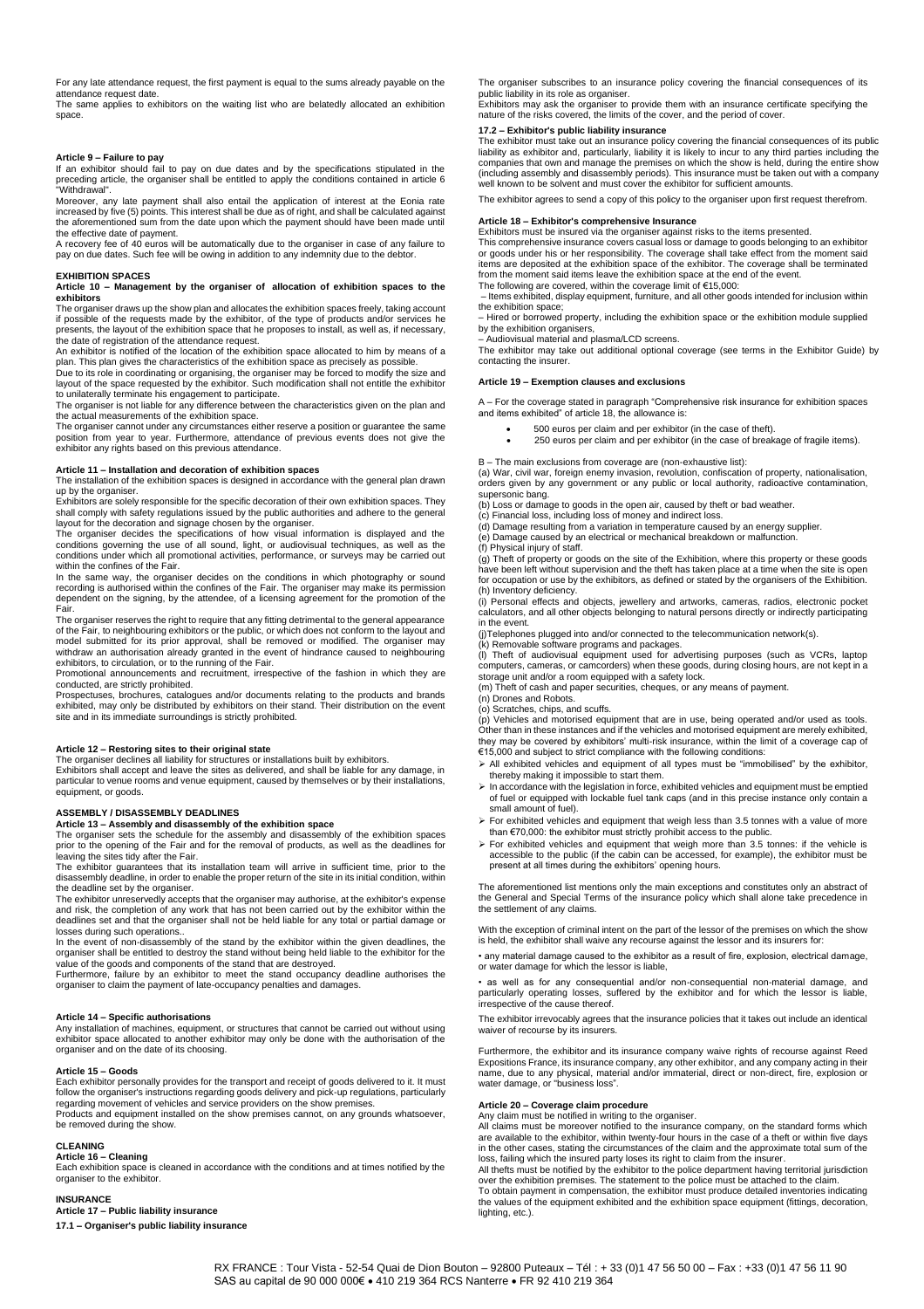For any late attendance request, the first payment is equal to the sums already payable on the attendance request date.
The same applies to exhibitors on the waiting list who are belatedly allocated an exhibition space.

### Article 9 – Failure to pay

If an exhibitor should fail to pay on due dates and by the specifications stipulated in the preceding article, the organiser shall be entitled to apply the conditions contained in article 6 "Withdrawal".

Moreover, any late payment shall also entail the application of interest at the Eonia rate increased by five (5) points. This interest shall be due as of right, and shall be calculated against the aforementioned sum from the date upon which the payment should have been made until the effective date of payment.

A recovery fee of 40 euros will be automatically due to the organiser in case of any failure to pay on due dates. Such fee will be owing in addition to any indemnity due to the debtor.

## EXHIBITION SPACES

### Article 10 – Management by the organiser of allocation of exhibition spaces to the exhibitors

The organiser draws up the show plan and allocates the exhibition spaces freely, taking account if possible of the requests made by the exhibitor, of the type of products and/or services he presents, the layout of the exhibition space that he proposes to install, as well as, if necessary, the date of registration of the attendance request.

An exhibitor is notified of the location of the exhibition space allocated to him by means of a plan. This plan gives the characteristics of the exhibition space as precisely as possible.

Due to its role in coordinating or organising, the organiser may be forced to modify the size and layout of the space requested by the exhibitor. Such modification shall not entitle the exhibitor to unilaterally terminate his engagement to participate.

The organiser is not liable for any difference between the characteristics given on the plan and the actual measurements of the exhibition space.

The organiser cannot under any circumstances either reserve a position or guarantee the same position from year to year. Furthermore, attendance of previous events does not give the exhibitor any rights based on this previous attendance.

### Article 11 – Installation and decoration of exhibition spaces

The installation of the exhibition spaces is designed in accordance with the general plan drawn up by the organiser.

Exhibitors are solely responsible for the specific decoration of their own exhibition spaces. They shall comply with safety regulations issued by the public authorities and adhere to the general layout for the decoration and signage chosen by the organiser.

The organiser decides the specifications of how visual information is displayed and the conditions governing the use of all sound, light, or audiovisual techniques, as well as the conditions under which all promotional activities, performance, or surveys may be carried out within the confines of the Fair.

In the same way, the organiser decides on the conditions in which photography or sound recording is authorised within the confines of the Fair. The organiser may make its permission dependent on the signing, by the attendee, of a licensing agreement for the promotion of the Fair.

The organiser reserves the right to require that any fitting detrimental to the general appearance of the Fair, to neighbouring exhibitors or the public, or which does not conform to the layout and model submitted for its prior approval, shall be removed or modified. The organiser may withdraw an authorisation already granted in the event of hindrance caused to neighbouring exhibitors, to circulation, or to the running of the Fair.

Promotional announcements and recruitment, irrespective of the fashion in which they are conducted, are strictly prohibited.

Prospectuses, brochures, catalogues and/or documents relating to the products and brands exhibited, may only be distributed by exhibitors on their stand. Their distribution on the event site and in its immediate surroundings is strictly prohibited.

### Article 12 – Restoring sites to their original state

The organiser declines all liability for structures or installations built by exhibitors.

Exhibitors shall accept and leave the sites as delivered, and shall be liable for any damage, in particular to venue rooms and venue equipment, caused by themselves or by their installations, equipment, or goods.

## ASSEMBLY / DISASSEMBLY DEADLINES

### Article 13 – Assembly and disassembly of the exhibition space

The organiser sets the schedule for the assembly and disassembly of the exhibition spaces prior to the opening of the Fair and for the removal of products, as well as the deadlines for leaving the sites tidy after the Fair.

The exhibitor guarantees that its installation team will arrive in sufficient time, prior to the disassembly deadline, in order to enable the proper return of the site in its initial condition, within the deadline set by the organiser.

The exhibitor unreservedly accepts that the organiser may authorise, at the exhibitor's expense and risk, the completion of any work that has not been carried out by the exhibitor within the deadlines set and that the organiser shall not be held liable for any total or partial damage or losses during such operations..

In the event of non-disassembly of the stand by the exhibitor within the given deadlines, the organiser shall be entitled to destroy the stand without being held liable to the exhibitor for the value of the goods and components of the stand that are destroyed.

Furthermore, failure by an exhibitor to meet the stand occupancy deadline authorises the organiser to claim the payment of late-occupancy penalties and damages.

### Article 14 – Specific authorisations

Any installation of machines, equipment, or structures that cannot be carried out without using exhibitor space allocated to another exhibitor may only be done with the authorisation of the organiser and on the date of its choosing.

### Article 15 – Goods

Each exhibitor personally provides for the transport and receipt of goods delivered to it. It must follow the organiser's instructions regarding goods delivery and pick-up regulations, particularly regarding movement of vehicles and service providers on the show premises.

Products and equipment installed on the show premises cannot, on any grounds whatsoever, be removed during the show.

## CLEANING

### Article 16 – Cleaning

Each exhibition space is cleaned in accordance with the conditions and at times notified by the organiser to the exhibitor.

## INSURANCE

### Article 17 – Public liability insurance

#### 17.1 – Organiser's public liability insurance

The organiser subscribes to an insurance policy covering the financial consequences of its public liability in its role as organiser.

Exhibitors may ask the organiser to provide them with an insurance certificate specifying the nature of the risks covered, the limits of the cover, and the period of cover.

#### 17.2 – Exhibitor's public liability insurance

The exhibitor must take out an insurance policy covering the financial consequences of its public liability as exhibitor and, particularly, liability it is likely to incur to any third parties including the companies that own and manage the premises on which the show is held, during the entire show (including assembly and disassembly periods). This insurance must be taken out with a company well known to be solvent and must cover the exhibitor for sufficient amounts.

The exhibitor agrees to send a copy of this policy to the organiser upon first request therefrom.

### Article 18 – Exhibitor's comprehensive Insurance

Exhibitors must be insured via the organiser against risks to the items presented.

This comprehensive insurance covers casual loss or damage to goods belonging to an exhibitor or goods under his or her responsibility. The coverage shall take effect from the moment said items are deposited at the exhibition space of the exhibitor. The coverage shall be terminated from the moment said items leave the exhibition space at the end of the event.

The following are covered, within the coverage limit of €15,000:

– Items exhibited, display equipment, furniture, and all other goods intended for inclusion within the exhibition space;

– Hired or borrowed property, including the exhibition space or the exhibition module supplied by the exhibition organisers,

– Audiovisual material and plasma/LCD screens.

The exhibitor may take out additional optional coverage (see terms in the Exhibitor Guide) by contacting the insurer.

### Article 19 – Exemption clauses and exclusions

A – For the coverage stated in paragraph "Comprehensive risk insurance for exhibition spaces and items exhibited" of article 18, the allowance is:

- 500 euros per claim and per exhibitor (in the case of theft).
- 250 euros per claim and per exhibitor (in the case of breakage of fragile items).

B – The main exclusions from coverage are (non-exhaustive list):

(a) War, civil war, foreign enemy invasion, revolution, confiscation of property, nationalisation, orders given by any government or any public or local authority, radioactive contamination, supersonic bang.
(b) Loss or damage to goods in the open air, caused by theft or bad weather.
(c) Financial loss, including loss of money and indirect loss.
(d) Damage resulting from a variation in temperature caused by an energy supplier.
(e) Damage caused by an electrical or mechanical breakdown or malfunction.
(f) Physical injury of staff.
(g) Theft of property or goods on the site of the Exhibition, where this property or these goods have been left without supervision and the theft has taken place at a time when the site is open for occupation or use by the exhibitors, as defined or stated by the organisers of the Exhibition.
(h) Inventory deficiency.
(i) Personal effects and objects, jewellery and artworks, cameras, radios, electronic pocket calculators, and all other objects belonging to natural persons directly or indirectly participating in the event.
(j)Telephones plugged into and/or connected to the telecommunication network(s).
(k) Removable software programs and packages.
(l) Theft of audiovisual equipment used for advertising purposes (such as VCRs, laptop computers, cameras, or camcorders) when these goods, during closing hours, are not kept in a storage unit and/or a room equipped with a safety lock.
(m) Theft of cash and paper securities, cheques, or any means of payment.
(n) Drones and Robots.
(o) Scratches, chips, and scuffs.
(p) Vehicles and motorised equipment that are in use, being operated and/or used as tools. Other than in these instances and if the vehicles and motorised equipment are merely exhibited, they may be covered by exhibitors' multi-risk insurance, within the limit of a coverage cap of €15,000 and subject to strict compliance with the following conditions:

- All exhibited vehicles and equipment of all types must be "immobilised" by the exhibitor, thereby making it impossible to start them.
- In accordance with the legislation in force, exhibited vehicles and equipment must be emptied of fuel or equipped with lockable fuel tank caps (and in this precise instance only contain a small amount of fuel).
- For exhibited vehicles and equipment that weigh less than 3.5 tonnes with a value of more than €70,000: the exhibitor must strictly prohibit access to the public.
- For exhibited vehicles and equipment that weigh more than 3.5 tonnes: if the vehicle is accessible to the public (if the cabin can be accessed, for example), the exhibitor must be present at all times during the exhibitors' opening hours.

The aforementioned list mentions only the main exceptions and constitutes only an abstract of the General and Special Terms of the insurance policy which shall alone take precedence in the settlement of any claims.

With the exception of criminal intent on the part of the lessor of the premises on which the show is held, the exhibitor shall waive any recourse against the lessor and its insurers for:

• any material damage caused to the exhibitor as a result of fire, explosion, electrical damage, or water damage for which the lessor is liable,

• as well as for any consequential and/or non-consequential non-material damage, and particularly operating losses, suffered by the exhibitor and for which the lessor is liable, irrespective of the cause thereof.

The exhibitor irrevocably agrees that the insurance policies that it takes out include an identical waiver of recourse by its insurers.

Furthermore, the exhibitor and its insurance company waive rights of recourse against Reed Expositions France, its insurance company, any other exhibitor, and any company acting in their name, due to any physical, material and/or immaterial, direct or non-direct, fire, explosion or water damage, or "business loss".

### Article 20 – Coverage claim procedure

Any claim must be notified in writing to the organiser.

All claims must be moreover notified to the insurance company, on the standard forms which are available to the exhibitor, within twenty-four hours in the case of a theft or within five days in the other cases, stating the circumstances of the claim and the approximate total sum of the loss, failing which the insured party loses its right to claim from the insurer.

All thefts must be notified by the exhibitor to the police department having territorial jurisdiction over the exhibition premises. The statement to the police must be attached to the claim.

To obtain payment in compensation, the exhibitor must produce detailed inventories indicating the values of the equipment exhibited and the exhibition space equipment (fittings, decoration, lighting, etc.).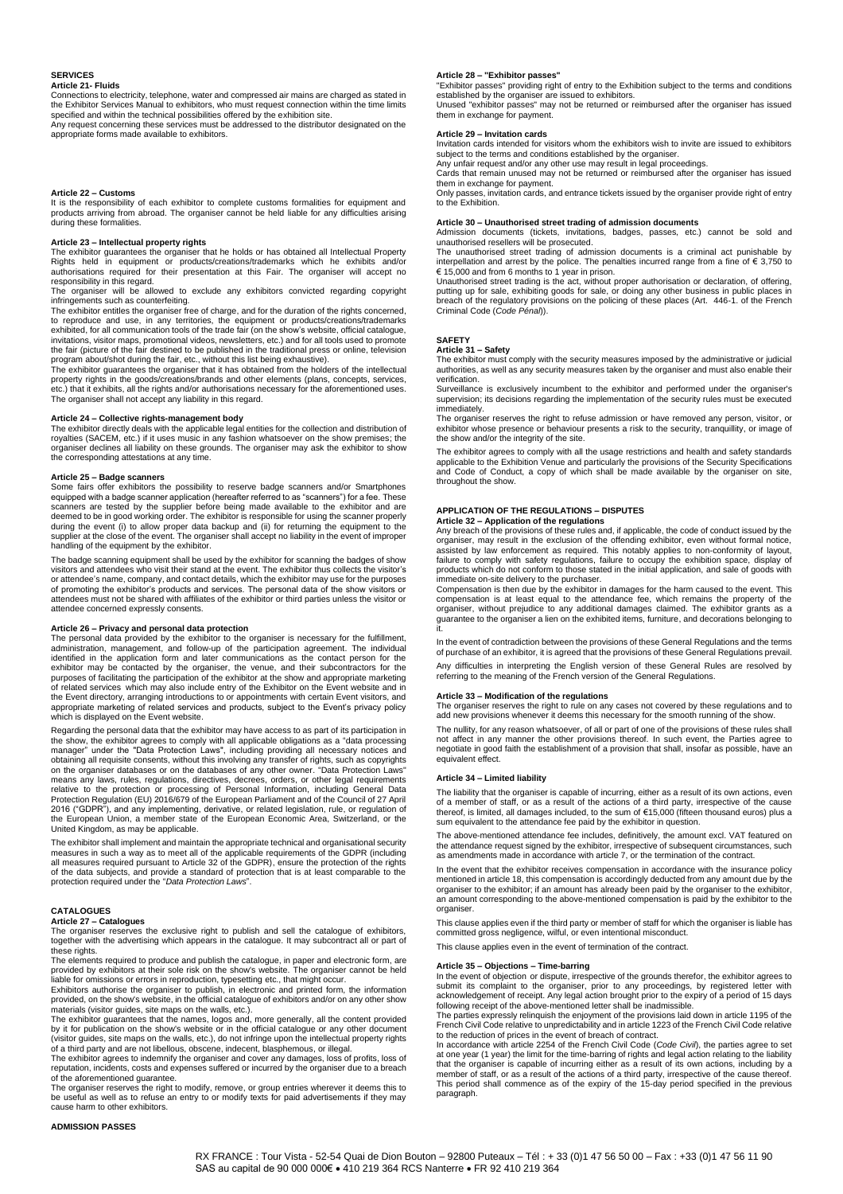## SERVICES

### Article 21- Fluids

Connections to electricity, telephone, water and compressed air mains are charged as stated in the Exhibitor Services Manual to exhibitors, who must request connection within the time limits specified and within the technical possibilities offered by the exhibition site.

Any request concerning these services must be addressed to the distributor designated on the appropriate forms made available to exhibitors.

### Article 22 – Customs

It is the responsibility of each exhibitor to complete customs formalities for equipment and products arriving from abroad. The organiser cannot be held liable for any difficulties arising during these formalities.

### Article 23 – Intellectual property rights

The exhibitor guarantees the organiser that he holds or has obtained all Intellectual Property Rights held in equipment or products/creations/trademarks which he exhibits and/or authorisations required for their presentation at this Fair. The organiser will accept no responsibility in this regard.

The organiser will be allowed to exclude any exhibitors convicted regarding copyright infringements such as counterfeiting.

The exhibitor entitles the organiser free of charge, and for the duration of the rights concerned, to reproduce and use, in any territories, the equipment or products/creations/trademarks exhibited, for all communication tools of the trade fair (on the show's website, official catalogue, invitations, visitor maps, promotional videos, newsletters, etc.) and for all tools used to promote the fair (picture of the fair destined to be published in the traditional press or online, television program about/shot during the fair, etc., without this list being exhaustive).

The exhibitor guarantees the organiser that it has obtained from the holders of the intellectual property rights in the goods/creations/brands and other elements (plans, concepts, services, etc.) that it exhibits, all the rights and/or authorisations necessary for the aforementioned uses. The organiser shall not accept any liability in this regard.

### Article 24 – Collective rights-management body

The exhibitor directly deals with the applicable legal entities for the collection and distribution of royalties (SACEM, etc.) if it uses music in any fashion whatsoever on the show premises; the organiser declines all liability on these grounds. The organiser may ask the exhibitor to show the corresponding attestations at any time.

### Article 25 – Badge scanners

Some fairs offer exhibitors the possibility to reserve badge scanners and/or Smartphones equipped with a badge scanner application (hereafter referred to as "scanners") for a fee. These scanners are tested by the supplier before being made available to the exhibitor and are deemed to be in good working order. The exhibitor is responsible for using the scanner properly during the event (i) to allow proper data backup and (ii) for returning the equipment to the supplier at the close of the event. The organiser shall accept no liability in the event of improper handling of the equipment by the exhibitor.

The badge scanning equipment shall be used by the exhibitor for scanning the badges of show visitors and attendees who visit their stand at the event. The exhibitor thus collects the visitor's or attendee's name, company, and contact details, which the exhibitor may use for the purposes of promoting the exhibitor's products and services. The personal data of the show visitors or attendees must not be shared with affiliates of the exhibitor or third parties unless the visitor or attendee concerned expressly consents.

### Article 26 – Privacy and personal data protection

The personal data provided by the exhibitor to the organiser is necessary for the fulfillment, administration, management, and follow-up of the participation agreement. The individual identified in the application form and later communications as the contact person for the exhibitor may be contacted by the organiser, the venue, and their subcontractors for the purposes of facilitating the participation of the exhibitor at the show and appropriate marketing of related services which may also include entry of the Exhibitor on the Event website and in the Event directory, arranging introductions to or appointments with certain Event visitors, and appropriate marketing of related services and products, subject to the Event's privacy policy which is displayed on the Event website.

Regarding the personal data that the exhibitor may have access to as part of its participation in the show, the exhibitor agrees to comply with all applicable obligations as a "data processing manager" under the "Data Protection Laws", including providing all necessary notices and obtaining all requisite consents, without this involving any transfer of rights, such as copyrights on the organiser databases or on the databases of any other owner. "Data Protection Laws" means any laws, rules, regulations, directives, decrees, orders, or other legal requirements relative to the protection or processing of Personal Information, including General Data Protection Regulation (EU) 2016/679 of the European Parliament and of the Council of 27 April 2016 ("GDPR"), and any implementing, derivative, or related legislation, rule, or regulation of the European Union, a member state of the European Economic Area, Switzerland, or the United Kingdom, as may be applicable.

The exhibitor shall implement and maintain the appropriate technical and organisational security measures in such a way as to meet all of the applicable requirements of the GDPR (including all measures required pursuant to Article 32 of the GDPR), ensure the protection of the rights of the data subjects, and provide a standard of protection that is at least comparable to the protection required under the "*Data Protection Laws*".

## CATALOGUES

### Article 27 – Catalogues

The organiser reserves the exclusive right to publish and sell the catalogue of exhibitors, together with the advertising which appears in the catalogue. It may subcontract all or part of these rights.

The elements required to produce and publish the catalogue, in paper and electronic form, are provided by exhibitors at their sole risk on the show's website. The organiser cannot be held liable for omissions or errors in reproduction, typesetting etc., that might occur.

Exhibitors authorise the organiser to publish, in electronic and printed form, the information provided, on the show's website, in the official catalogue of exhibitors and/or on any other show materials (visitor guides, site maps on the walls, etc.).

The exhibitor guarantees that the names, logos and, more generally, all the content provided by it for publication on the show's website or in the official catalogue or any other document (visitor guides, site maps on the walls, etc.), do not infringe upon the intellectual property rights of a third party and are not libellous, obscene, indecent, blasphemous, or illegal.

The exhibitor agrees to indemnify the organiser and cover any damages, loss of profits, loss of reputation, incidents, costs and expenses suffered or incurred by the organiser due to a breach of the aforementioned guarantee.

The organiser reserves the right to modify, remove, or group entries wherever it deems this to be useful as well as to refuse an entry to or modify texts for paid advertisements if they may cause harm to other exhibitors.

## ADMISSION PASSES

### Article 28 – "Exhibitor passes"

"Exhibitor passes" providing right of entry to the Exhibition subject to the terms and conditions established by the organiser are issued to exhibitors.

Unused "exhibitor passes" may not be returned or reimbursed after the organiser has issued them in exchange for payment.

### Article 29 – Invitation cards

Invitation cards intended for visitors whom the exhibitors wish to invite are issued to exhibitors subject to the terms and conditions established by the organiser.

Any unfair request and/or any other use may result in legal proceedings.

Cards that remain unused may not be returned or reimbursed after the organiser has issued them in exchange for payment.

Only passes, invitation cards, and entrance tickets issued by the organiser provide right of entry to the Exhibition.

### Article 30 – Unauthorised street trading of admission documents

Admission documents (tickets, invitations, badges, passes, etc.) cannot be sold and unauthorised resellers will be prosecuted.

The unauthorised street trading of admission documents is a criminal act punishable by interpellation and arrest by the police. The penalties incurred range from a fine of € 3,750 to € 15,000 and from 6 months to 1 year in prison.

Unauthorised street trading is the act, without proper authorisation or declaration, of offering, putting up for sale, exhibiting goods for sale, or doing any other business in public places in breach of the regulatory provisions on the policing of these places (Art. 446-1. of the French Criminal Code (*Code Pénal*)).

## SAFETY

### Article 31 – Safety

The exhibitor must comply with the security measures imposed by the administrative or judicial authorities, as well as any security measures taken by the organiser and must also enable their verification.

Surveillance is exclusively incumbent to the exhibitor and performed under the organiser's supervision; its decisions regarding the implementation of the security rules must be executed immediately.

The organiser reserves the right to refuse admission or have removed any person, visitor, or exhibitor whose presence or behaviour presents a risk to the security, tranquillity, or image of the show and/or the integrity of the site.

The exhibitor agrees to comply with all the usage restrictions and health and safety standards applicable to the Exhibition Venue and particularly the provisions of the Security Specifications and Code of Conduct, a copy of which shall be made available by the organiser on site, throughout the show.

## APPLICATION OF THE REGULATIONS – DISPUTES

### Article 32 – Application of the regulations

Any breach of the provisions of these rules and, if applicable, the code of conduct issued by the organiser, may result in the exclusion of the offending exhibitor, even without formal notice, assisted by law enforcement as required. This notably applies to non-conformity of layout, failure to comply with safety regulations, failure to occupy the exhibition space, display of products which do not conform to those stated in the initial application, and sale of goods with immediate on-site delivery to the purchaser.

Compensation is then due by the exhibitor in damages for the harm caused to the event. This compensation is at least equal to the attendance fee, which remains the property of the organiser, without prejudice to any additional damages claimed. The exhibitor grants as a guarantee to the organiser a lien on the exhibited items, furniture, and decorations belonging to it.

In the event of contradiction between the provisions of these General Regulations and the terms of purchase of an exhibitor, it is agreed that the provisions of these General Regulations prevail.

Any difficulties in interpreting the English version of these General Rules are resolved by referring to the meaning of the French version of the General Regulations.

### Article 33 – Modification of the regulations

The organiser reserves the right to rule on any cases not covered by these regulations and to add new provisions whenever it deems this necessary for the smooth running of the show.

The nullity, for any reason whatsoever, of all or part of one of the provisions of these rules shall not affect in any manner the other provisions thereof. In such event, the Parties agree to negotiate in good faith the establishment of a provision that shall, insofar as possible, have an equivalent effect.

### Article 34 – Limited liability

The liability that the organiser is capable of incurring, either as a result of its own actions, even of a member of staff, or as a result of the actions of a third party, irrespective of the cause thereof, is limited, all damages included, to the sum of €15,000 (fifteen thousand euros) plus a sum equivalent to the attendance fee paid by the exhibitor in question.

The above-mentioned attendance fee includes, definitively, the amount excl. VAT featured on the attendance request signed by the exhibitor, irrespective of subsequent circumstances, such as amendments made in accordance with article 7, or the termination of the contract.

In the event that the exhibitor receives compensation in accordance with the insurance policy mentioned in article 18, this compensation is accordingly deducted from any amount due by the organiser to the exhibitor; if an amount has already been paid by the organiser to the exhibitor, an amount corresponding to the above-mentioned compensation is paid by the exhibitor to the organiser.

This clause applies even if the third party or member of staff for which the organiser is liable has committed gross negligence, wilful, or even intentional misconduct.

This clause applies even in the event of termination of the contract.

### Article 35 – Objections – Time-barring

In the event of objection or dispute, irrespective of the grounds therefor, the exhibitor agrees to submit its complaint to the organiser, prior to any proceedings, by registered letter with acknowledgement of receipt. Any legal action brought prior to the expiry of a period of 15 days following receipt of the above-mentioned letter shall be inadmissible.

The parties expressly relinquish the enjoyment of the provisions laid down in article 1195 of the French Civil Code relative to unpredictability and in article 1223 of the French Civil Code relative to the reduction of prices in the event of breach of contract.

In accordance with article 2254 of the French Civil Code (*Code Civil*), the parties agree to set at one year (1 year) the limit for the time-barring of rights and legal action relating to the liability that the organiser is capable of incurring either as a result of its own actions, including by a member of staff, or as a result of the actions of a third party, irrespective of the cause thereof. This period shall commence as of the expiry of the 15-day period specified in the previous paragraph.

RX FRANCE : Tour Vista - 52-54 Quai de Dion Bouton – 92800 Puteaux – Tél : + 33 (0)1 47 56 50 00 – Fax : +33 (0)1 47 56 11 90
SAS au capital de 90 000 000€ • 410 219 364 RCS Nanterre • FR 92 410 219 364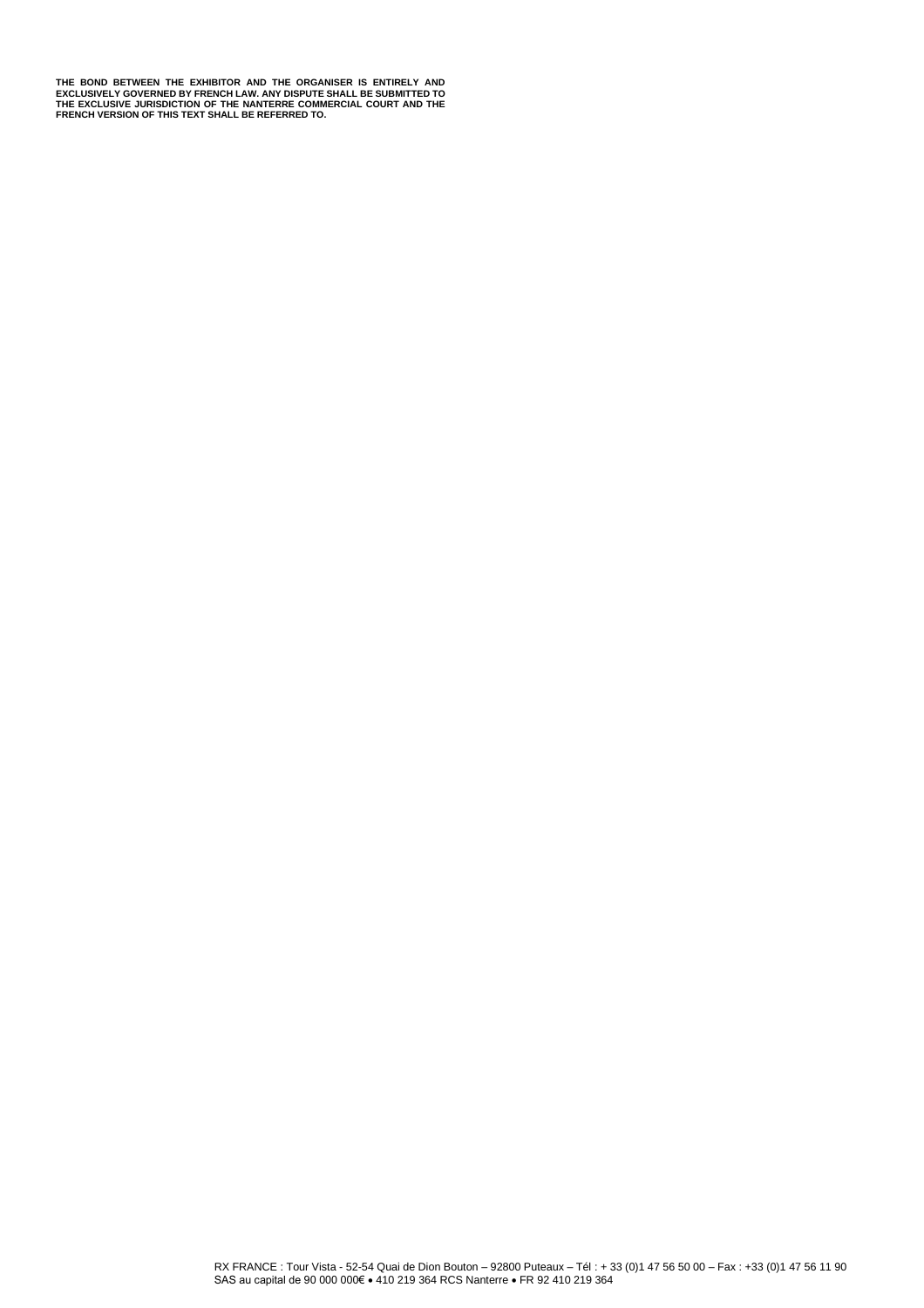**THE BOND BETWEEN THE EXHIBITOR AND THE ORGANISER IS ENTIRELY AND EXCLUSIVELY GOVERNED BY FRENCH LAW. ANY DISPUTE SHALL BE SUBMITTED TO THE EXCLUSIVE JURISDICTION OF THE NANTERRE COMMERCIAL COURT AND THE FRENCH VERSION OF THIS TEXT SHALL BE REFERRED TO.**